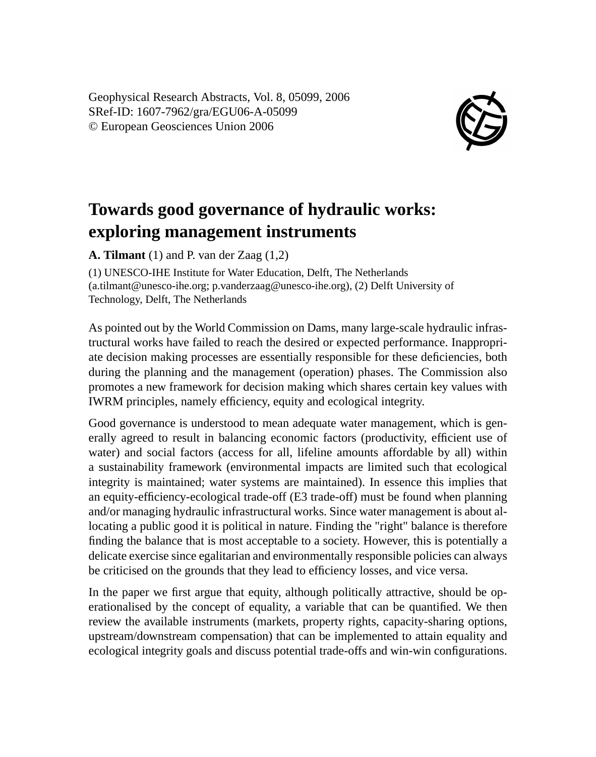# Towards good governance of hydraulic works: exploring management instruments

**A. Tilmant** (1) and P. van der Zaag (1,2)

(1) UNESCO-IHE Institute for Water Education, Delft, The Netherlands (a.tilmant@unesco-ihe.org; p.vanderzaag@unesco-ihe.org), (2) Delft University of Technology, Delft, The Netherlands

As pointed out by the World Commission on Dams, many large-scale hydraulic infrastructural works have failed to reach the desired or expected performance. Inappropriate decision making processes are essentially responsible for these deficiencies, both during the planning and the management (operation) phases. The Commission also promotes a new framework for decision making which shares certain key values with IWRM principles, namely efficiency, equity and ecological integrity.

Good governance is understood to mean adequate water management, which is generally agreed to result in balancing economic factors (productivity, efficient use of water) and social factors (access for all, lifeline amounts affordable by all) within a sustainability framework (environmental impacts are limited such that ecological integrity is maintained; water systems are maintained). In essence this implies that an equity-efficiency-ecological trade-off (E3 trade-off) must be found when planning and/or managing hydraulic infrastructural works. Since water management is about allocating a public good it is political in nature. Finding the "right" balance is therefore finding the balance that is most acceptable to a society. However, this is potentially a delicate exercise since egalitarian and environmentally responsible policies can always be criticised on the grounds that they lead to efficiency losses, and vice versa.

In the paper we first argue that equity, although politically attractive, should be operationalised by the concept of equality, a variable that can be quantified. We then review the available instruments (markets, property rights, capacity-sharing options, upstream/downstream compensation) that can be implemented to attain equality and ecological integrity goals and discuss potential trade-offs and win-win configurations.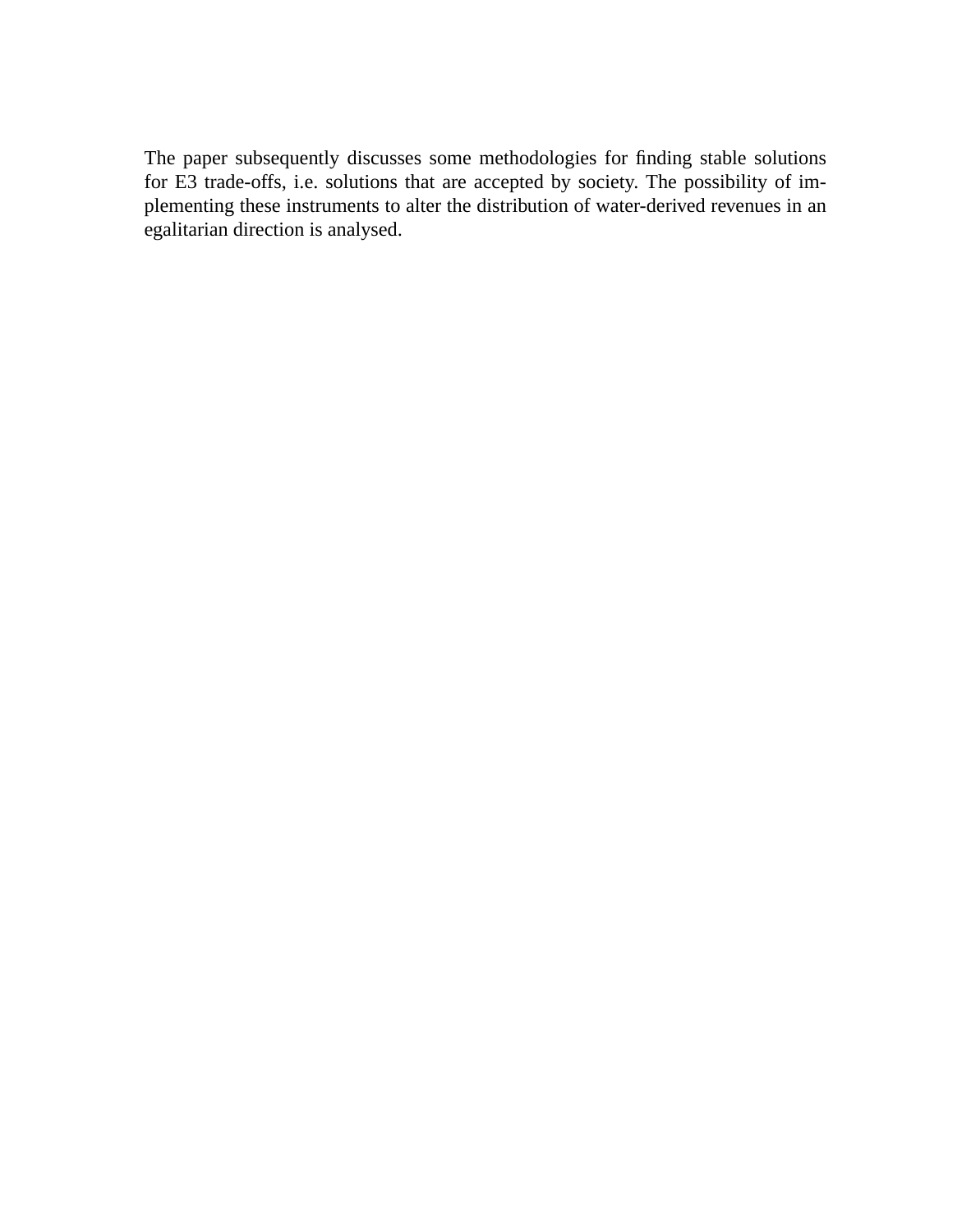The paper subsequently discusses some methodologies for finding stable solutions for E3 trade-offs, i.e. solutions that are accepted by society. The possibility of implementing these instruments to alter the distribution of water-derived revenues in an egalitarian direction is analysed.